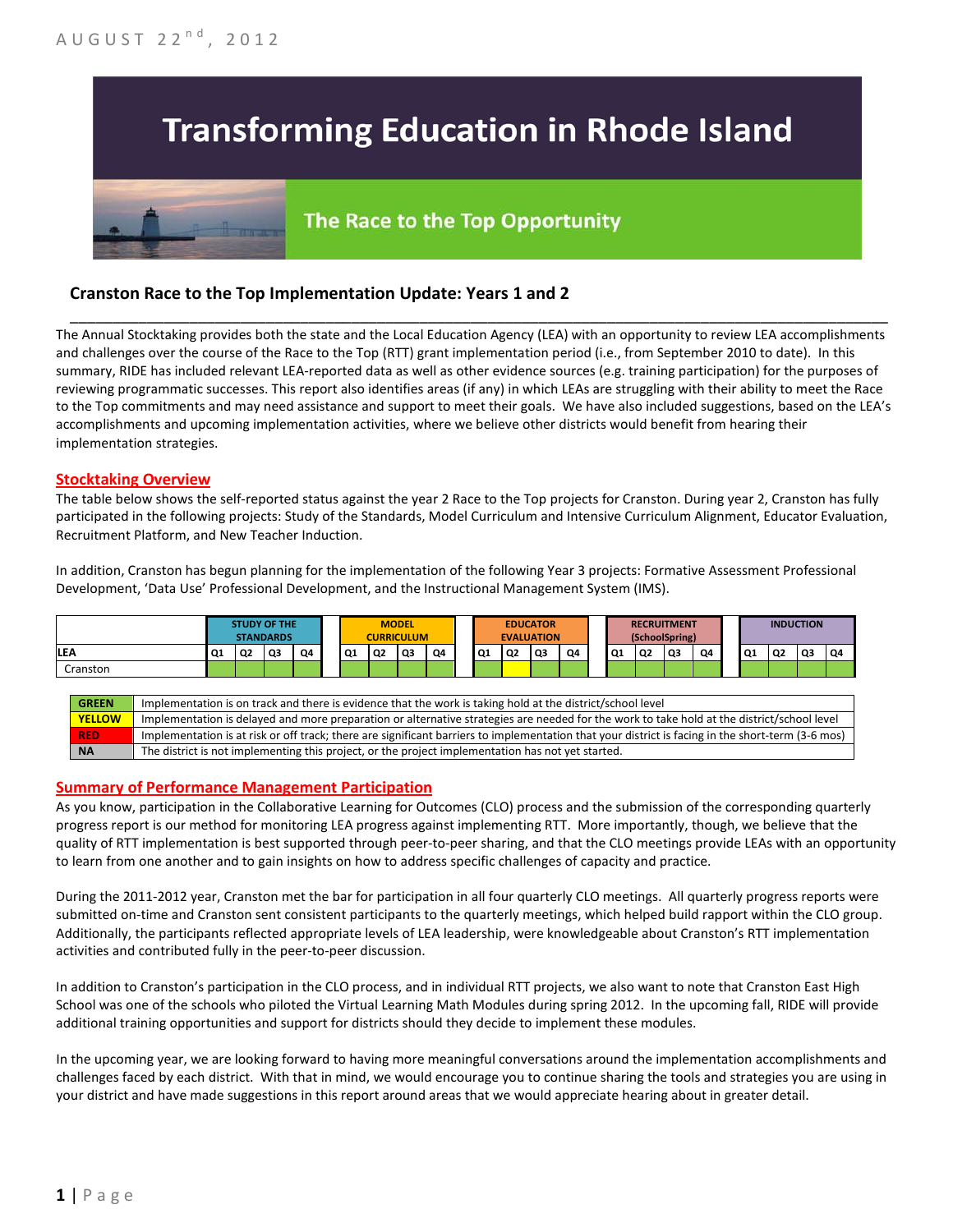AUGUST 22nd, 2012

# Transforming Education in Rhode Island

## The Race to the Top Opportunity

### Cranston Race to the Top Implementation Update: Years 1 and 2

The Annual Stocktaking provides both the state and the Local Education Agency (LEA) with an opportunity to review LEA accomplishments and challenges over the course of the Race to the Top (RTT) grant implementation period (i.e., from September 2010 to date). In this summary, RIDE has included relevant LEA-reported data as well as other evidence sources (e.g. training participation) for the purposes of reviewing programmatic successes. This report also identifies areas (if any) in which LEAs are struggling with their ability to meet the Race to the Top commitments and may need assistance and support to meet their goals. We have also included suggestions, based on the LEA's accomplishments and upcoming implementation activities, where we believe other districts would benefit from hearing their implementation strategies.

#### Stocktaking Overview

The table below shows the self-reported status against the year 2 Race to the Top projects for Cranston. During year 2, Cranston has fully participated in the following projects: Study of the Standards, Model Curriculum and Intensive Curriculum Alignment, Educator Evaluation, Recruitment Platform, and New Teacher Induction.

In addition, Cranston has begun planning for the implementation of the following Year 3 projects: Formative Assessment Professional Development, 'Data Use' Professional Development, and the Instructional Management System (IMS).

| | STUDY OF THE STANDARDS | | | | MODEL CURRICULUM | | | | EDUCATOR EVALUATION | | | | RECRUITMENT (SchoolSpring) | | | | INDUCTION | | | |
|---|---|---|---|---|---|---|---|---|---|---|---|---|---|---|---|---|---|---|---|---|
| LEA | Q1 | Q2 | Q3 | Q4 | Q1 | Q2 | Q3 | Q4 | Q1 | Q2 | Q3 | Q4 | Q1 | Q2 | Q3 | Q4 | Q1 | Q2 | Q3 | Q4 |
| Cranston | GREEN | GREEN | GREEN | GREEN | GREEN | GREEN | GREEN | GREEN | GREEN | YELLOW | GREEN | GREEN | GREEN | GREEN | GREEN | GREEN | GREEN | GREEN | GREEN | GREEN |

| | |
|---|---|
| GREEN | Implementation is on track and there is evidence that the work is taking hold at the district/school level |
| YELLOW | Implementation is delayed and more preparation or alternative strategies are needed for the work to take hold at the district/school level |
| RED | Implementation is at risk or off track; there are significant barriers to implementation that your district is facing in the short-term (3-6 mos) |
| NA | The district is not implementing this project, or the project implementation has not yet started. |

#### Summary of Performance Management Participation

As you know, participation in the Collaborative Learning for Outcomes (CLO) process and the submission of the corresponding quarterly progress report is our method for monitoring LEA progress against implementing RTT. More importantly, though, we believe that the quality of RTT implementation is best supported through peer-to-peer sharing, and that the CLO meetings provide LEAs with an opportunity to learn from one another and to gain insights on how to address specific challenges of capacity and practice.

During the 2011-2012 year, Cranston met the bar for participation in all four quarterly CLO meetings. All quarterly progress reports were submitted on-time and Cranston sent consistent participants to the quarterly meetings, which helped build rapport within the CLO group. Additionally, the participants reflected appropriate levels of LEA leadership, were knowledgeable about Cranston's RTT implementation activities and contributed fully in the peer-to-peer discussion.

In addition to Cranston's participation in the CLO process, and in individual RTT projects, we also want to note that Cranston East High School was one of the schools who piloted the Virtual Learning Math Modules during spring 2012. In the upcoming fall, RIDE will provide additional training opportunities and support for districts should they decide to implement these modules.

In the upcoming year, we are looking forward to having more meaningful conversations around the implementation accomplishments and challenges faced by each district. With that in mind, we would encourage you to continue sharing the tools and strategies you are using in your district and have made suggestions in this report around areas that we would appreciate hearing about in greater detail.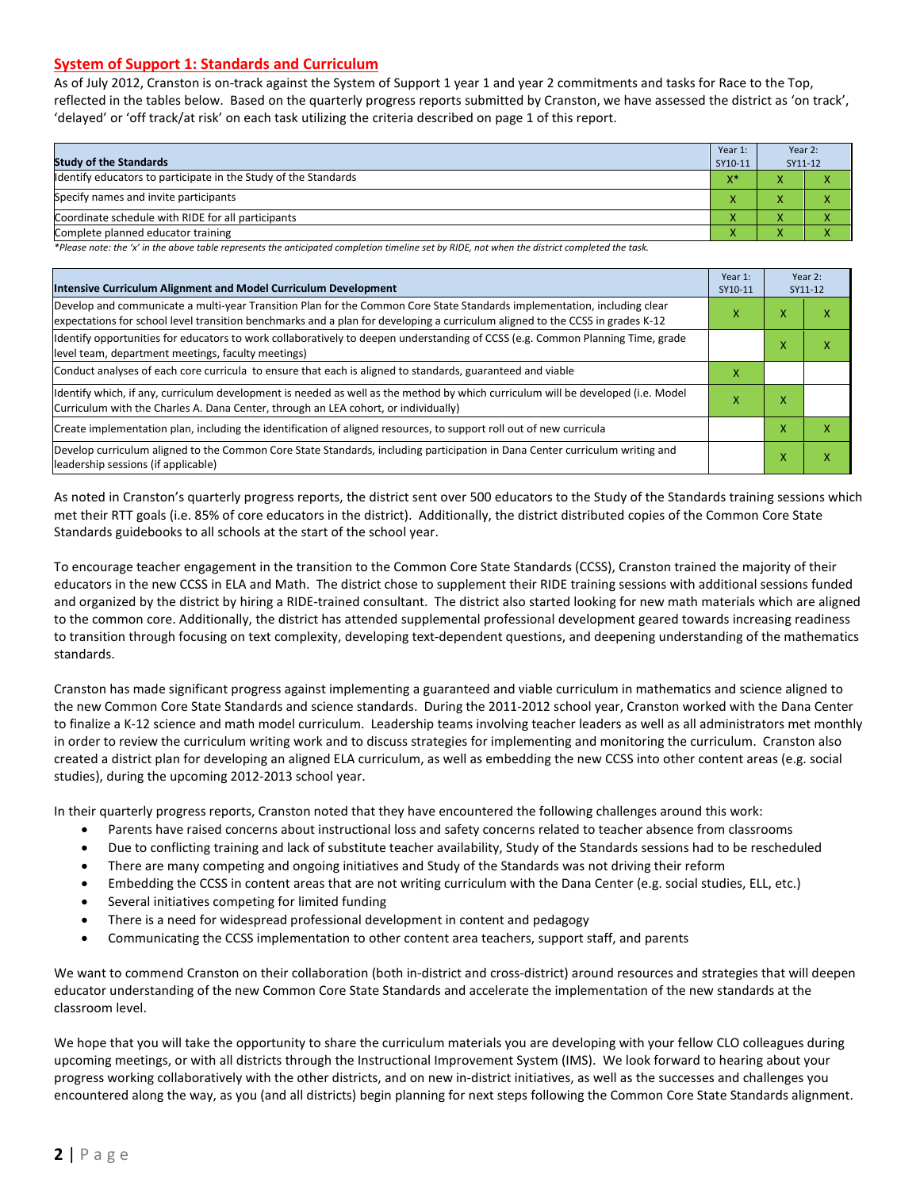## System of Support 1: Standards and Curriculum

As of July 2012, Cranston is on-track against the System of Support 1 year 1 and year 2 commitments and tasks for Race to the Top, reflected in the tables below. Based on the quarterly progress reports submitted by Cranston, we have assessed the district as 'on track', 'delayed' or 'off track/at risk' on each task utilizing the criteria described on page 1 of this report.

| Study of the Standards | Year 1: SY10-11 | Year 2: SY11-12 | |
|---|---|---|---|
| Identify educators to participate in the Study of the Standards | X* | X | X |
| Specify names and invite participants | X | X | X |
| Coordinate schedule with RIDE for all participants | X | X | X |
| Complete planned educator training | X | X | X |

*Please note: the 'x' in the above table represents the anticipated completion timeline set by RIDE, not when the district completed the task.*

| Intensive Curriculum Alignment and Model Curriculum Development | Year 1: SY10-11 | Year 2: SY11-12 | |
|---|---|---|---|
| Develop and communicate a multi-year Transition Plan for the Common Core State Standards implementation, including clear expectations for school level transition benchmarks and a plan for developing a curriculum aligned to the CCSS in grades K-12 | X | X | X |
| Identify opportunities for educators to work collaboratively to deepen understanding of CCSS (e.g. Common Planning Time, grade level team, department meetings, faculty meetings) | | X | X |
| Conduct analyses of each core curricula to ensure that each is aligned to standards, guaranteed and viable | X | | |
| Identify which, if any, curriculum development is needed as well as the method by which curriculum will be developed (i.e. Model Curriculum with the Charles A. Dana Center, through an LEA cohort, or individually) | X | X | |
| Create implementation plan, including the identification of aligned resources, to support roll out of new curricula | | X | X |
| Develop curriculum aligned to the Common Core State Standards, including participation in Dana Center curriculum writing and leadership sessions (if applicable) | | X | X |

As noted in Cranston's quarterly progress reports, the district sent over 500 educators to the Study of the Standards training sessions which met their RTT goals (i.e. 85% of core educators in the district). Additionally, the district distributed copies of the Common Core State Standards guidebooks to all schools at the start of the school year.

To encourage teacher engagement in the transition to the Common Core State Standards (CCSS), Cranston trained the majority of their educators in the new CCSS in ELA and Math. The district chose to supplement their RIDE training sessions with additional sessions funded and organized by the district by hiring a RIDE-trained consultant. The district also started looking for new math materials which are aligned to the common core. Additionally, the district has attended supplemental professional development geared towards increasing readiness to transition through focusing on text complexity, developing text-dependent questions, and deepening understanding of the mathematics standards.

Cranston has made significant progress against implementing a guaranteed and viable curriculum in mathematics and science aligned to the new Common Core State Standards and science standards. During the 2011-2012 school year, Cranston worked with the Dana Center to finalize a K-12 science and math model curriculum. Leadership teams involving teacher leaders as well as all administrators met monthly in order to review the curriculum writing work and to discuss strategies for implementing and monitoring the curriculum. Cranston also created a district plan for developing an aligned ELA curriculum, as well as embedding the new CCSS into other content areas (e.g. social studies), during the upcoming 2012-2013 school year.

In their quarterly progress reports, Cranston noted that they have encountered the following challenges around this work:

- Parents have raised concerns about instructional loss and safety concerns related to teacher absence from classrooms
- Due to conflicting training and lack of substitute teacher availability, Study of the Standards sessions had to be rescheduled
- There are many competing and ongoing initiatives and Study of the Standards was not driving their reform
- Embedding the CCSS in content areas that are not writing curriculum with the Dana Center (e.g. social studies, ELL, etc.)
- Several initiatives competing for limited funding
- There is a need for widespread professional development in content and pedagogy
- Communicating the CCSS implementation to other content area teachers, support staff, and parents

We want to commend Cranston on their collaboration (both in-district and cross-district) around resources and strategies that will deepen educator understanding of the new Common Core State Standards and accelerate the implementation of the new standards at the classroom level.

We hope that you will take the opportunity to share the curriculum materials you are developing with your fellow CLO colleagues during upcoming meetings, or with all districts through the Instructional Improvement System (IMS). We look forward to hearing about your progress working collaboratively with the other districts, and on new in-district initiatives, as well as the successes and challenges you encountered along the way, as you (and all districts) begin planning for next steps following the Common Core State Standards alignment.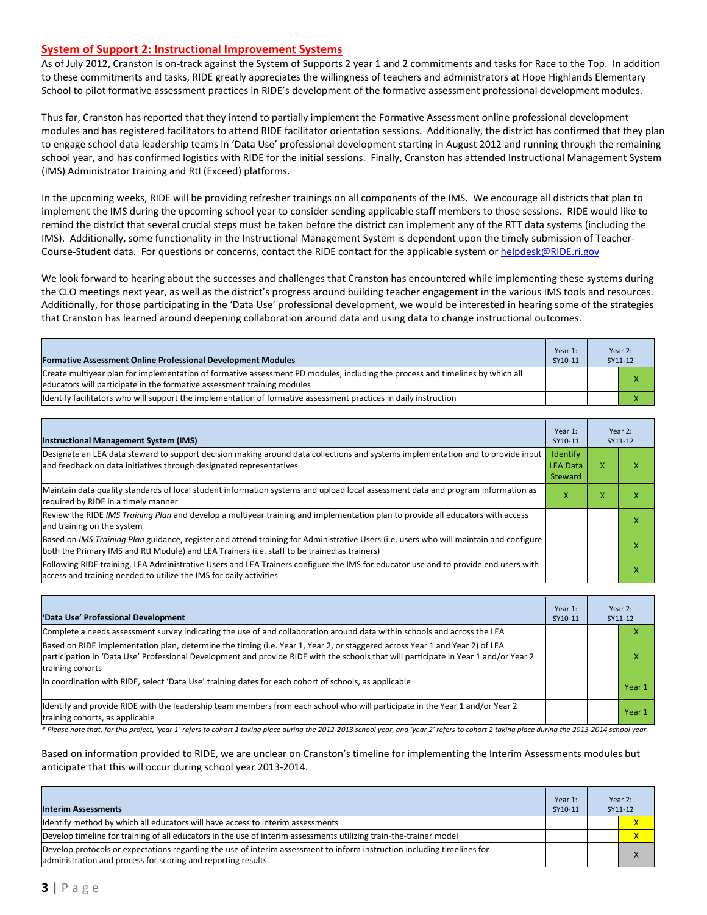## System of Support 2: Instructional Improvement Systems

As of July 2012, Cranston is on-track against the System of Supports 2 year 1 and 2 commitments and tasks for Race to the Top. In addition to these commitments and tasks, RIDE greatly appreciates the willingness of teachers and administrators at Hope Highlands Elementary School to pilot formative assessment practices in RIDE's development of the formative assessment professional development modules.

Thus far, Cranston has reported that they intend to partially implement the Formative Assessment online professional development modules and has registered facilitators to attend RIDE facilitator orientation sessions. Additionally, the district has confirmed that they plan to engage school data leadership teams in 'Data Use' professional development starting in August 2012 and running through the remaining school year, and has confirmed logistics with RIDE for the initial sessions. Finally, Cranston has attended Instructional Management System (IMS) Administrator training and RtI (Exceed) platforms.

In the upcoming weeks, RIDE will be providing refresher trainings on all components of the IMS. We encourage all districts that plan to implement the IMS during the upcoming school year to consider sending applicable staff members to those sessions. RIDE would like to remind the district that several crucial steps must be taken before the district can implement any of the RTT data systems (including the IMS). Additionally, some functionality in the Instructional Management System is dependent upon the timely submission of Teacher-Course-Student data. For questions or concerns, contact the RIDE contact for the applicable system or helpdesk@RIDE.ri.gov

We look forward to hearing about the successes and challenges that Cranston has encountered while implementing these systems during the CLO meetings next year, as well as the district's progress around building teacher engagement in the various IMS tools and resources. Additionally, for those participating in the 'Data Use' professional development, we would be interested in hearing some of the strategies that Cranston has learned around deepening collaboration around data and using data to change instructional outcomes.

| Formative Assessment Online Professional Development Modules | Year 1: SY10-11 | Year 2: SY11-12 | |
|---|---|---|---|
| Create multiyear plan for implementation of formative assessment PD modules, including the process and timelines by which all educators will participate in the formative assessment training modules | | | X |
| Identify facilitators who will support the implementation of formative assessment practices in daily instruction | | | X |

| Instructional Management System (IMS) | Year 1: SY10-11 | Year 2: SY11-12 | |
|---|---|---|---|
| Designate an LEA data steward to support decision making around data collections and systems implementation and to provide input and feedback on data initiatives through designated representatives | Identify LEA Data Steward | X | X |
| Maintain data quality standards of local student information systems and upload local assessment data and program information as required by RIDE in a timely manner | X | X | X |
| Review the RIDE *IMS Training Plan* and develop a multiyear training and implementation plan to provide all educators with access and training on the system | | | X |
| Based on *IMS Training Plan* guidance, register and attend training for Administrative Users (i.e. users who will maintain and configure both the Primary IMS and RtI Module) and LEA Trainers (i.e. staff to be trained as trainers) | | | X |
| Following RIDE training, LEA Administrative Users and LEA Trainers configure the IMS for educator use and to provide end users with access and training needed to utilize the IMS for daily activities | | | X |

| 'Data Use' Professional Development | Year 1: SY10-11 | Year 2: SY11-12 | |
|---|---|---|---|
| Complete a needs assessment survey indicating the use of and collaboration around data within schools and across the LEA | | | X |
| Based on RIDE implementation plan, determine the timing (i.e. Year 1, Year 2, or staggered across Year 1 and Year 2) of LEA participation in 'Data Use' Professional Development and provide RIDE with the schools that will participate in Year 1 and/or Year 2 training cohorts | | | X |
| In coordination with RIDE, select 'Data Use' training dates for each cohort of schools, as applicable | | | Year 1 |
| Identify and provide RIDE with the leadership team members from each school who will participate in the Year 1 and/or Year 2 training cohorts, as applicable | | | Year 1 |

*\* Please note that, for this project, 'year 1' refers to cohort 1 taking place during the 2012-2013 school year, and 'year 2' refers to cohort 2 taking place during the 2013-2014 school year.*

Based on information provided to RIDE, we are unclear on Cranston's timeline for implementing the Interim Assessments modules but anticipate that this will occur during school year 2013-2014.

| Interim Assessments | Year 1: SY10-11 | Year 2: SY11-12 | |
|---|---|---|---|
| Identify method by which all educators will have access to interim assessments | | | X |
| Develop timeline for training of all educators in the use of interim assessments utilizing train-the-trainer model | | | X |
| Develop protocols or expectations regarding the use of interim assessment to inform instruction including timelines for administration and process for scoring and reporting results | | | X |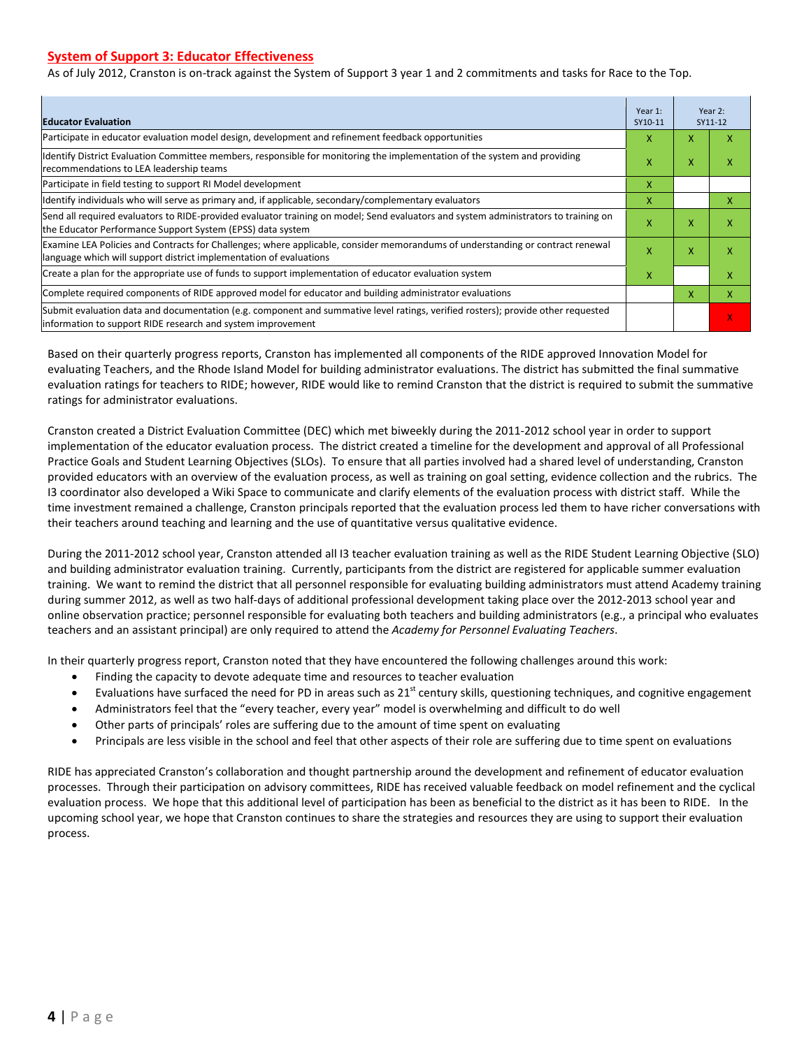## System of Support 3: Educator Effectiveness

As of July 2012, Cranston is on-track against the System of Support 3 year 1 and 2 commitments and tasks for Race to the Top.

| Educator Evaluation | Year 1: SY10-11 | Year 2: SY11-12 | |
|---|---|---|---|
| Participate in educator evaluation model design, development and refinement feedback opportunities | X | X | X |
| Identify District Evaluation Committee members, responsible for monitoring the implementation of the system and providing recommendations to LEA leadership teams | X | X | X |
| Participate in field testing to support RI Model development | X | | |
| Identify individuals who will serve as primary and, if applicable, secondary/complementary evaluators | X | | X |
| Send all required evaluators to RIDE-provided evaluator training on model; Send evaluators and system administrators to training on the Educator Performance Support System (EPSS) data system | X | X | X |
| Examine LEA Policies and Contracts for Challenges; where applicable, consider memorandums of understanding or contract renewal language which will support district implementation of evaluations | X | X | X |
| Create a plan for the appropriate use of funds to support implementation of educator evaluation system | X | | X |
| Complete required components of RIDE approved model for educator and building administrator evaluations | | X | X |
| Submit evaluation data and documentation (e.g. component and summative level ratings, verified rosters); provide other requested information to support RIDE research and system improvement | | | X |

Based on their quarterly progress reports, Cranston has implemented all components of the RIDE approved Innovation Model for evaluating Teachers, and the Rhode Island Model for building administrator evaluations. The district has submitted the final summative evaluation ratings for teachers to RIDE; however, RIDE would like to remind Cranston that the district is required to submit the summative ratings for administrator evaluations.

Cranston created a District Evaluation Committee (DEC) which met biweekly during the 2011-2012 school year in order to support implementation of the educator evaluation process. The district created a timeline for the development and approval of all Professional Practice Goals and Student Learning Objectives (SLOs). To ensure that all parties involved had a shared level of understanding, Cranston provided educators with an overview of the evaluation process, as well as training on goal setting, evidence collection and the rubrics. The I3 coordinator also developed a Wiki Space to communicate and clarify elements of the evaluation process with district staff. While the time investment remained a challenge, Cranston principals reported that the evaluation process led them to have richer conversations with their teachers around teaching and learning and the use of quantitative versus qualitative evidence.

During the 2011-2012 school year, Cranston attended all I3 teacher evaluation training as well as the RIDE Student Learning Objective (SLO) and building administrator evaluation training. Currently, participants from the district are registered for applicable summer evaluation training. We want to remind the district that all personnel responsible for evaluating building administrators must attend Academy training during summer 2012, as well as two half-days of additional professional development taking place over the 2012-2013 school year and online observation practice; personnel responsible for evaluating both teachers and building administrators (e.g., a principal who evaluates teachers and an assistant principal) are only required to attend the *Academy for Personnel Evaluating Teachers*.

In their quarterly progress report, Cranston noted that they have encountered the following challenges around this work:

- Finding the capacity to devote adequate time and resources to teacher evaluation
- Evaluations have surfaced the need for PD in areas such as 21st century skills, questioning techniques, and cognitive engagement
- Administrators feel that the "every teacher, every year" model is overwhelming and difficult to do well
- Other parts of principals' roles are suffering due to the amount of time spent on evaluating
- Principals are less visible in the school and feel that other aspects of their role are suffering due to time spent on evaluations

RIDE has appreciated Cranston's collaboration and thought partnership around the development and refinement of educator evaluation processes. Through their participation on advisory committees, RIDE has received valuable feedback on model refinement and the cyclical evaluation process. We hope that this additional level of participation has been as beneficial to the district as it has been to RIDE. In the upcoming school year, we hope that Cranston continues to share the strategies and resources they are using to support their evaluation process.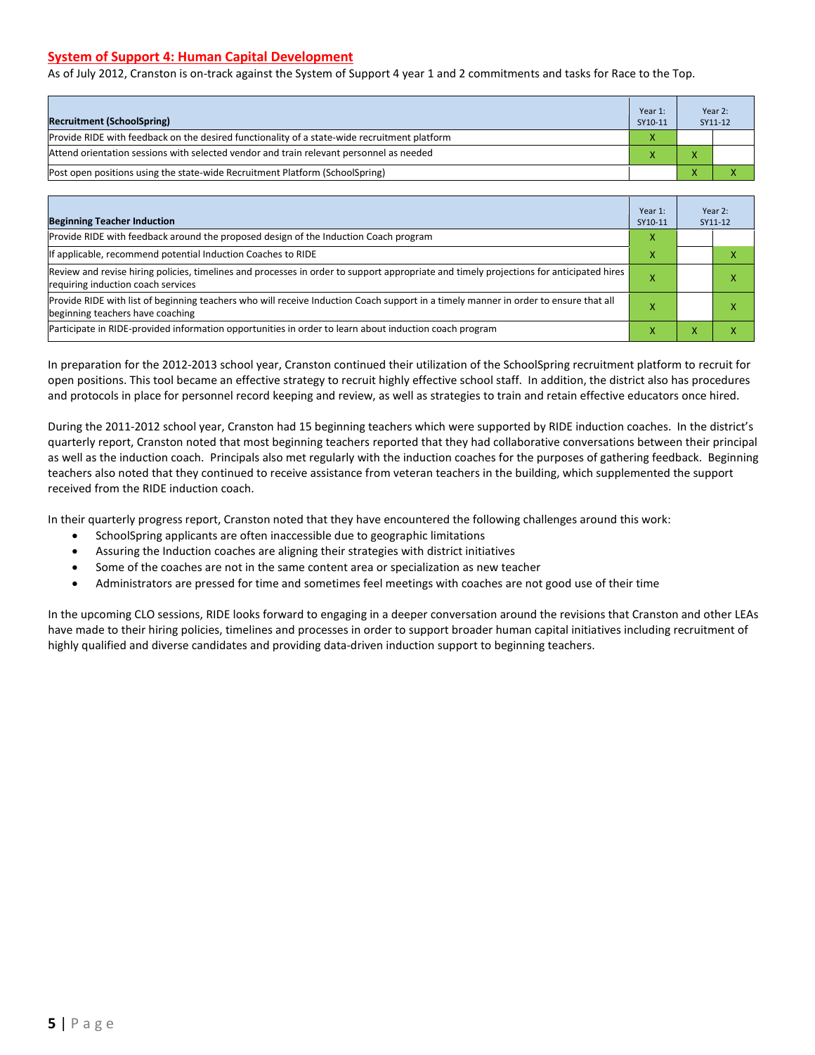## System of Support 4: Human Capital Development

As of July 2012, Cranston is on-track against the System of Support 4 year 1 and 2 commitments and tasks for Race to the Top.

| Recruitment (SchoolSpring) | Year 1: SY10-11 | Year 2: SY11-12 | |
|---|---|---|---|
| Provide RIDE with feedback on the desired functionality of a state-wide recruitment platform | X | | |
| Attend orientation sessions with selected vendor and train relevant personnel as needed | X | X | |
| Post open positions using the state-wide Recruitment Platform (SchoolSpring) | | X | X |

| Beginning Teacher Induction | Year 1: SY10-11 | Year 2: SY11-12 | |
|---|---|---|---|
| Provide RIDE with feedback around the proposed design of the Induction Coach program | X | | |
| If applicable, recommend potential Induction Coaches to RIDE | X | | X |
| Review and revise hiring policies, timelines and processes in order to support appropriate and timely projections for anticipated hires requiring induction coach services | X | | X |
| Provide RIDE with list of beginning teachers who will receive Induction Coach support in a timely manner in order to ensure that all beginning teachers have coaching | X | | X |
| Participate in RIDE-provided information opportunities in order to learn about induction coach program | X | X | X |

In preparation for the 2012-2013 school year, Cranston continued their utilization of the SchoolSpring recruitment platform to recruit for open positions. This tool became an effective strategy to recruit highly effective school staff. In addition, the district also has procedures and protocols in place for personnel record keeping and review, as well as strategies to train and retain effective educators once hired.

During the 2011-2012 school year, Cranston had 15 beginning teachers which were supported by RIDE induction coaches. In the district's quarterly report, Cranston noted that most beginning teachers reported that they had collaborative conversations between their principal as well as the induction coach. Principals also met regularly with the induction coaches for the purposes of gathering feedback. Beginning teachers also noted that they continued to receive assistance from veteran teachers in the building, which supplemented the support received from the RIDE induction coach.

In their quarterly progress report, Cranston noted that they have encountered the following challenges around this work:

- SchoolSpring applicants are often inaccessible due to geographic limitations
- Assuring the Induction coaches are aligning their strategies with district initiatives
- Some of the coaches are not in the same content area or specialization as new teacher
- Administrators are pressed for time and sometimes feel meetings with coaches are not good use of their time

In the upcoming CLO sessions, RIDE looks forward to engaging in a deeper conversation around the revisions that Cranston and other LEAs have made to their hiring policies, timelines and processes in order to support broader human capital initiatives including recruitment of highly qualified and diverse candidates and providing data-driven induction support to beginning teachers.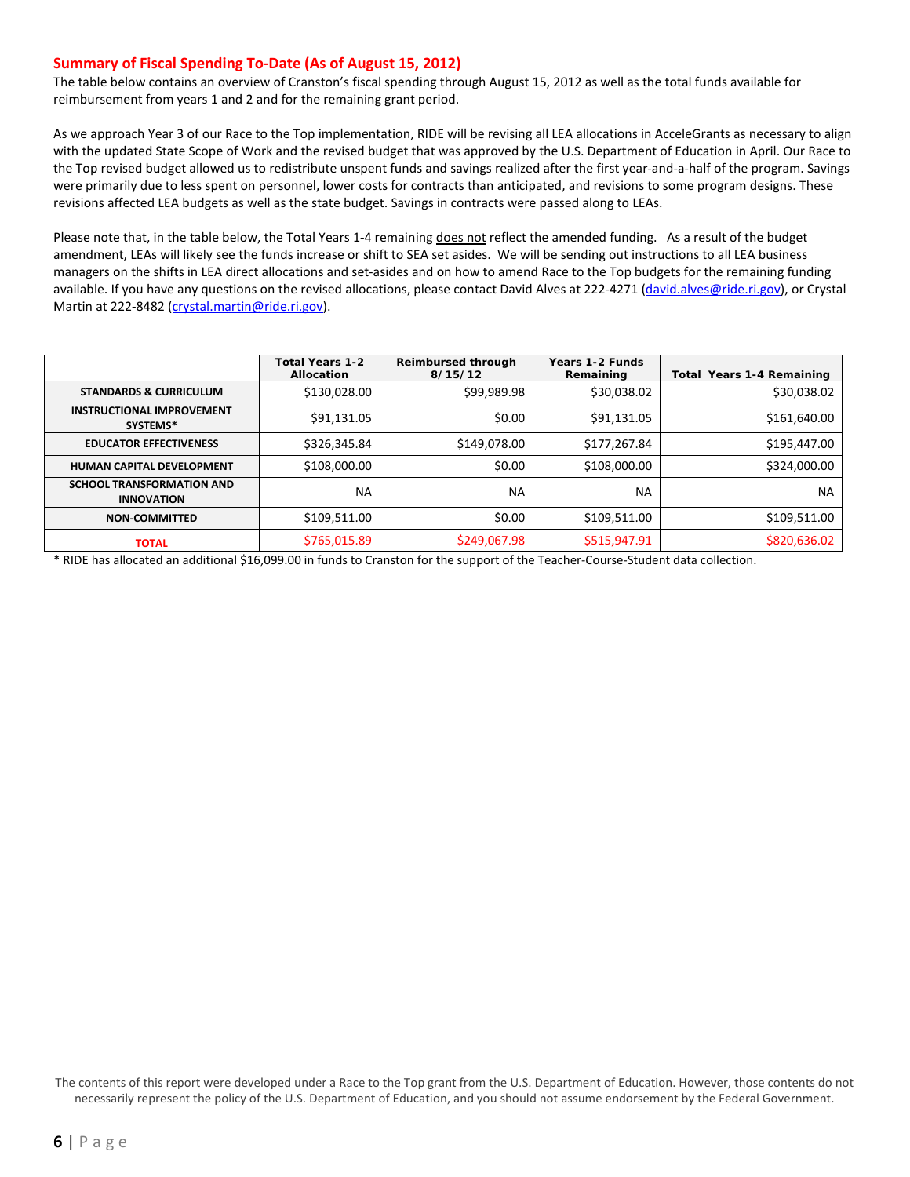## Summary of Fiscal Spending To-Date (As of August 15, 2012)

The table below contains an overview of Cranston's fiscal spending through August 15, 2012 as well as the total funds available for reimbursement from years 1 and 2 and for the remaining grant period.

As we approach Year 3 of our Race to the Top implementation, RIDE will be revising all LEA allocations in AcceleGrants as necessary to align with the updated State Scope of Work and the revised budget that was approved by the U.S. Department of Education in April. Our Race to the Top revised budget allowed us to redistribute unspent funds and savings realized after the first year-and-a-half of the program. Savings were primarily due to less spent on personnel, lower costs for contracts than anticipated, and revisions to some program designs. These revisions affected LEA budgets as well as the state budget. Savings in contracts were passed along to LEAs.

Please note that, in the table below, the Total Years 1-4 remaining does not reflect the amended funding. As a result of the budget amendment, LEAs will likely see the funds increase or shift to SEA set asides. We will be sending out instructions to all LEA business managers on the shifts in LEA direct allocations and set-asides and on how to amend Race to the Top budgets for the remaining funding available. If you have any questions on the revised allocations, please contact David Alves at 222-4271 (david.alves@ride.ri.gov), or Crystal Martin at 222-8482 (crystal.martin@ride.ri.gov).

| | Total Years 1-2 Allocation | Reimbursed through 8/15/12 | Years 1-2 Funds Remaining | Total Years 1-4 Remaining |
|---|---|---|---|---|
| **STANDARDS & CURRICULUM** | $130,028.00 | $99,989.98 | $30,038.02 | $30,038.02 |
| **INSTRUCTIONAL IMPROVEMENT SYSTEMS*** | $91,131.05 | $0.00 | $91,131.05 | $161,640.00 |
| **EDUCATOR EFFECTIVENESS** | $326,345.84 | $149,078.00 | $177,267.84 | $195,447.00 |
| **HUMAN CAPITAL DEVELOPMENT** | $108,000.00 | $0.00 | $108,000.00 | $324,000.00 |
| **SCHOOL TRANSFORMATION AND INNOVATION** | NA | NA | NA | NA |
| **NON-COMMITTED** | $109,511.00 | $0.00 | $109,511.00 | $109,511.00 |
| **TOTAL** | $765,015.89 | $249,067.98 | $515,947.91 | $820,636.02 |

* RIDE has allocated an additional $16,099.00 in funds to Cranston for the support of the Teacher-Course-Student data collection.

The contents of this report were developed under a Race to the Top grant from the U.S. Department of Education. However, those contents do not necessarily represent the policy of the U.S. Department of Education, and you should not assume endorsement by the Federal Government.